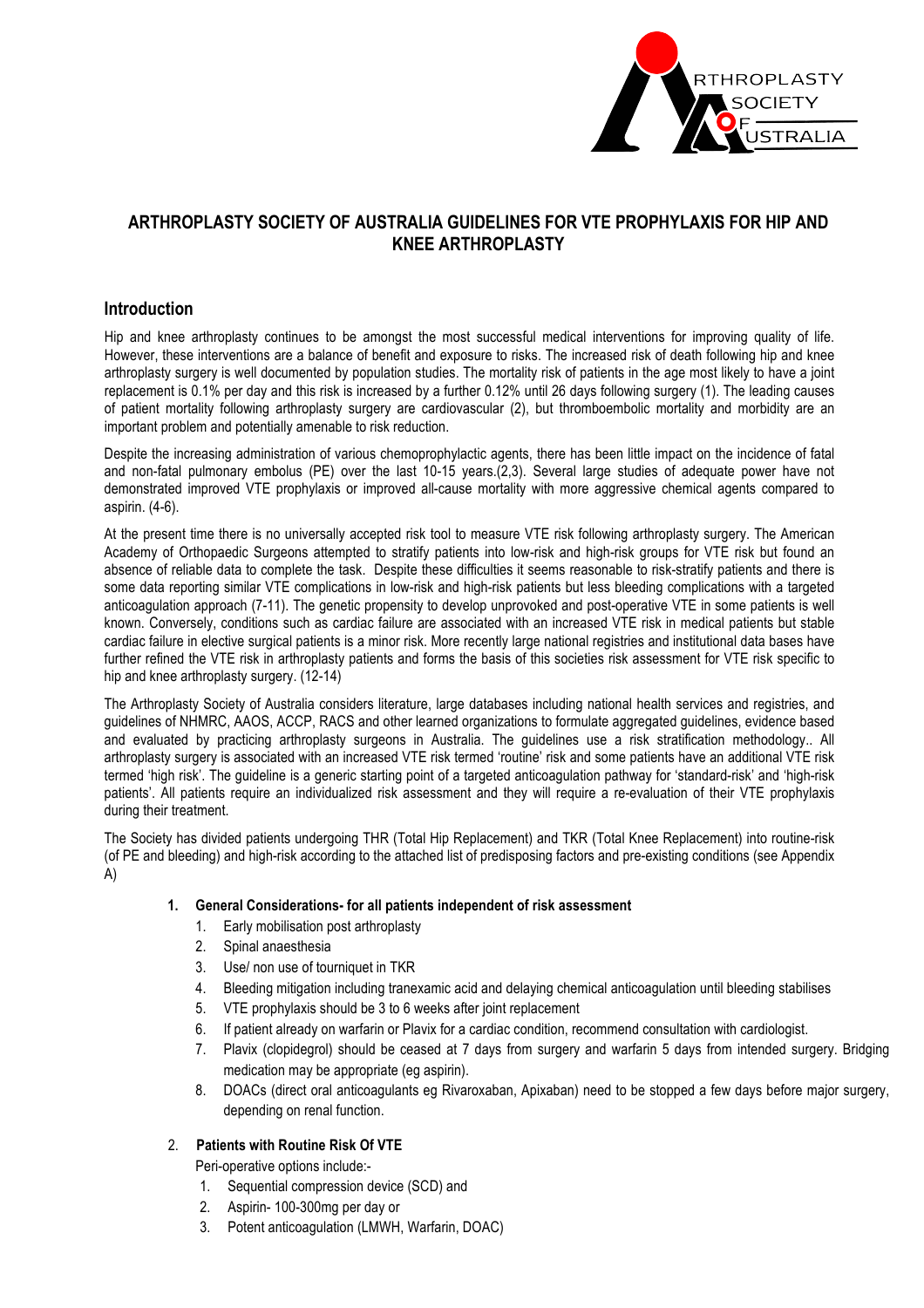# ARTHROPLASTY SOCIETY OF AUSTRALIA GUIDELINES FOR VTE PROPHYLAXIS FOR HIP AND KNEE ARTHROPLASTY

## Introduction

Hip and knee arthroplasty continues to be amongst the most successful medical interventions for improving quality of life. However, these interventions are a balance of benefit and exposure to risks. The increased risk of death following hip and knee arthroplasty surgery is well documented by population studies. The mortality risk of patients in the age most likely to have a joint replacement is 0.1% per day and this risk is increased by a further 0.12% until 26 days following surgery (1). The leading causes of patient mortality following arthroplasty surgery are cardiovascular (2), but thromboembolic mortality and morbidity are an important problem and potentially amenable to risk reduction.

Despite the increasing administration of various chemoprophylactic agents, there has been little impact on the incidence of fatal and non-fatal pulmonary embolus (PE) over the last 10-15 years.(2,3). Several large studies of adequate power have not demonstrated improved VTE prophylaxis or improved all-cause mortality with more aggressive chemical agents compared to aspirin. (4-6).

At the present time there is no universally accepted risk tool to measure VTE risk following arthroplasty surgery. The American Academy of Orthopaedic Surgeons attempted to stratify patients into low-risk and high-risk groups for VTE risk but found an absence of reliable data to complete the task. Despite these difficulties it seems reasonable to risk-stratify patients and there is some data reporting similar VTE complications in low-risk and high-risk patients but less bleeding complications with a targeted anticoagulation approach (7-11). The genetic propensity to develop unprovoked and post-operative VTE in some patients is well known. Conversely, conditions such as cardiac failure are associated with an increased VTE risk in medical patients but stable cardiac failure in elective surgical patients is a minor risk. More recently large national registries and institutional data bases have further refined the VTE risk in arthroplasty patients and forms the basis of this societies risk assessment for VTE risk specific to hip and knee arthroplasty surgery. (12-14)

The Arthroplasty Society of Australia considers literature, large databases including national health services and registries, and guidelines of NHMRC, AAOS, ACCP, RACS and other learned organizations to formulate aggregated guidelines, evidence based and evaluated by practicing arthroplasty surgeons in Australia. The guidelines use a risk stratification methodology.. All arthroplasty surgery is associated with an increased VTE risk termed 'routine' risk and some patients have an additional VTE risk termed 'high risk'. The guideline is a generic starting point of a targeted anticoagulation pathway for 'standard-risk' and 'high-risk patients'. All patients require an individualized risk assessment and they will require a re-evaluation of their VTE prophylaxis during their treatment.

The Society has divided patients undergoing THR (Total Hip Replacement) and TKR (Total Knee Replacement) into routine-risk (of PE and bleeding) and high-risk according to the attached list of predisposing factors and pre-existing conditions (see Appendix A)

1. **General Considerations- for all patients independent of risk assessment**
   1. Early mobilisation post arthroplasty
   2. Spinal anaesthesia
   3. Use/ non use of tourniquet in TKR
   4. Bleeding mitigation including tranexamic acid and delaying chemical anticoagulation until bleeding stabilises
   5. VTE prophylaxis should be 3 to 6 weeks after joint replacement
   6. If patient already on warfarin or Plavix for a cardiac condition, recommend consultation with cardiologist.
   7. Plavix (clopidegrol) should be ceased at 7 days from surgery and warfarin 5 days from intended surgery. Bridging medication may be appropriate (eg aspirin).
   8. DOACs (direct oral anticoagulants eg Rivaroxaban, Apixaban) need to be stopped a few days before major surgery, depending on renal function.

2. **Patients with Routine Risk Of VTE**

   Peri-operative options include:-
   1. Sequential compression device (SCD) and
   2. Aspirin- 100-300mg per day or
   3. Potent anticoagulation (LMWH, Warfarin, DOAC)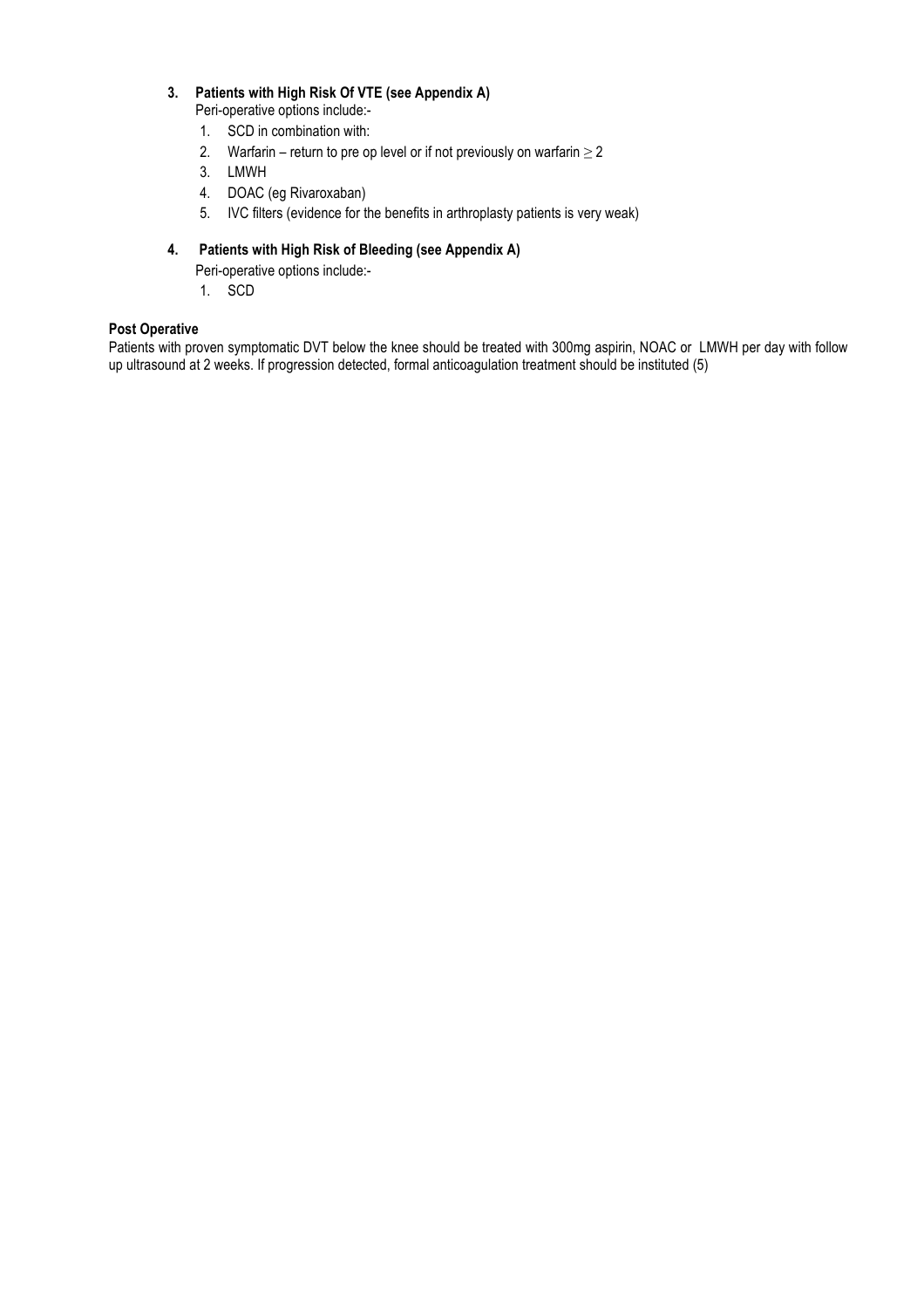3. **Patients with High Risk Of VTE (see Appendix A)**

   Peri-operative options include:-

   1. SCD in combination with:
   2. Warfarin – return to pre op level or if not previously on warfarin $\geq 2$
   3. LMWH
   4. DOAC (eg Rivaroxaban)
   5. IVC filters (evidence for the benefits in arthroplasty patients is very weak)

4. **Patients with High Risk of Bleeding (see Appendix A)**

   Peri-operative options include:-

   1. SCD

**Post Operative**

Patients with proven symptomatic DVT below the knee should be treated with 300mg aspirin, NOAC or LMWH per day with follow up ultrasound at 2 weeks. If progression detected, formal anticoagulation treatment should be instituted (5)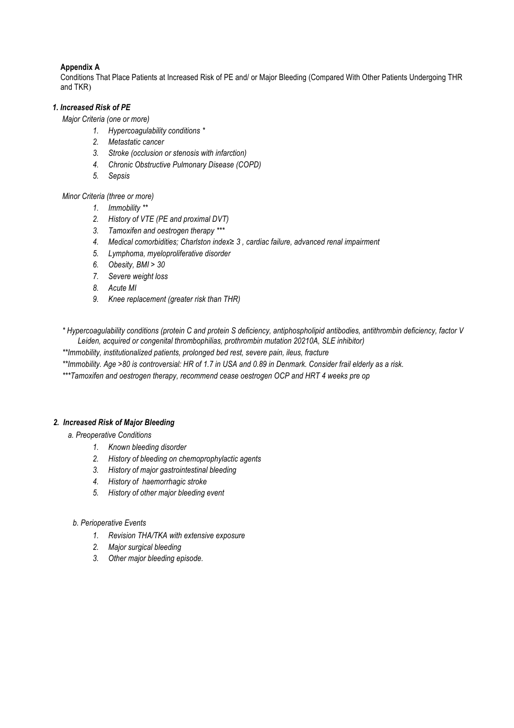**Appendix A**

Conditions That Place Patients at Increased Risk of PE and/ or Major Bleeding (Compared With Other Patients Undergoing THR and TKR)

### *1. Increased Risk of PE*

*Major Criteria (one or more)*

1. *Hypercoagulability conditions **
2. *Metastatic cancer*
3. *Stroke (occlusion or stenosis with infarction)*
4. *Chronic Obstructive Pulmonary Disease (COPD)*
5. *Sepsis*

*Minor Criteria (three or more)*

1. *Immobility ***
2. *History of VTE (PE and proximal DVT)*
3. *Tamoxifen and oestrogen therapy ****
4. *Medical comorbidities; Charlston index≥ 3 , cardiac failure, advanced renal impairment*
5. *Lymphoma, myeloproliferative disorder*
6. *Obesity, BMI > 30*
7. *Severe weight loss*
8. *Acute MI*
9. *Knee replacement (greater risk than THR)*

*\* Hypercoagulability conditions (protein C and protein S deficiency, antiphospholipid antibodies, antithrombin deficiency, factor V Leiden, acquired or congenital thrombophilias, prothrombin mutation 20210A, SLE inhibitor)*

*\*\*Immobility, institutionalized patients, prolonged bed rest, severe pain, ileus, fracture*

*\*\*Immobility. Age >80 is controversial: HR of 1.7 in USA and 0.89 in Denmark. Consider frail elderly as a risk.*

*\*\*\*Tamoxifen and oestrogen therapy, recommend cease oestrogen OCP and HRT 4 weeks pre op*

### *2. Increased Risk of Major Bleeding*

*a. Preoperative Conditions*

1. *Known bleeding disorder*
2. *History of bleeding on chemoprophylactic agents*
3. *History of major gastrointestinal bleeding*
4. *History of haemorrhagic stroke*
5. *History of other major bleeding event*

*b. Perioperative Events*

1. *Revision THA/TKA with extensive exposure*
2. *Major surgical bleeding*
3. *Other major bleeding episode.*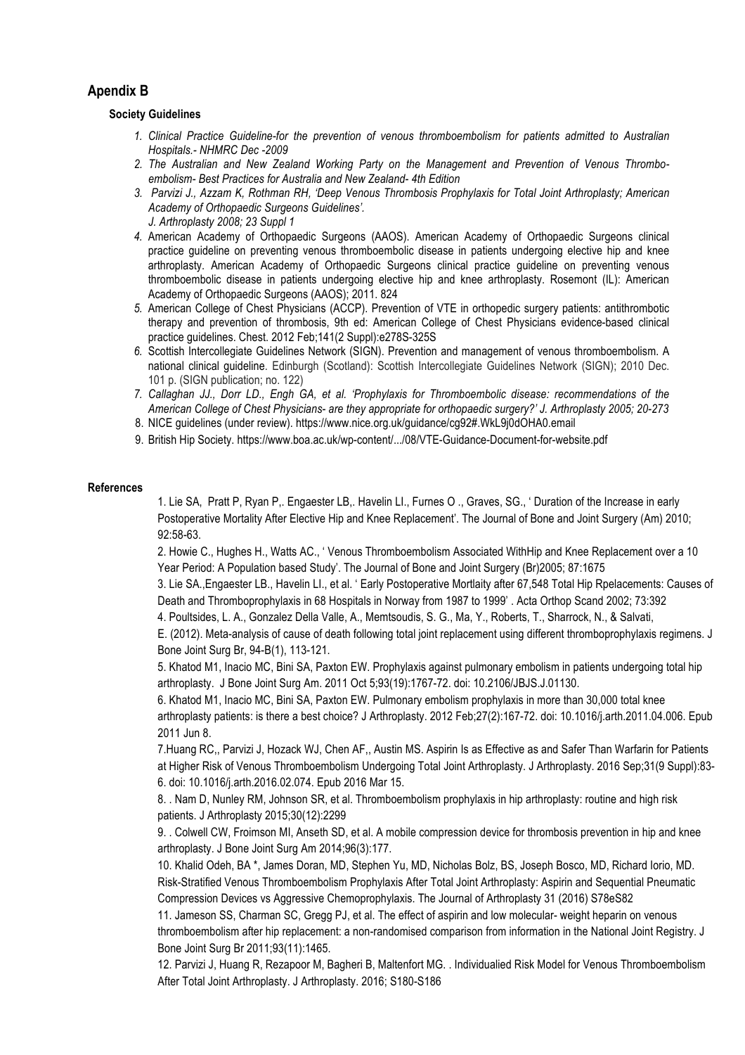## Apendix B

### Society Guidelines

1. *Clinical Practice Guideline-for the prevention of venous thromboembolism for patients admitted to Australian Hospitals.- NHMRC Dec -2009*
2. *The Australian and New Zealand Working Party on the Management and Prevention of Venous Thrombo-embolism- Best Practices for Australia and New Zealand- 4th Edition*
3. *Parvizi J., Azzam K, Rothman RH, 'Deep Venous Thrombosis Prophylaxis for Total Joint Arthroplasty; American Academy of Orthopaedic Surgeons Guidelines'. J. Arthroplasty 2008; 23 Suppl 1*
4. American Academy of Orthopaedic Surgeons (AAOS). American Academy of Orthopaedic Surgeons clinical practice guideline on preventing venous thromboembolic disease in patients undergoing elective hip and knee arthroplasty. American Academy of Orthopaedic Surgeons clinical practice guideline on preventing venous thromboembolic disease in patients undergoing elective hip and knee arthroplasty. Rosemont (IL): American Academy of Orthopaedic Surgeons (AAOS); 2011. 824
5. American College of Chest Physicians (ACCP). Prevention of VTE in orthopedic surgery patients: antithrombotic therapy and prevention of thrombosis, 9th ed: American College of Chest Physicians evidence-based clinical practice guidelines. Chest. 2012 Feb;141(2 Suppl):e278S-325S
6. Scottish Intercollegiate Guidelines Network (SIGN). Prevention and management of venous thromboembolism. A national clinical guideline. Edinburgh (Scotland): Scottish Intercollegiate Guidelines Network (SIGN); 2010 Dec. 101 p. (SIGN publication; no. 122)
7. *Callaghan JJ., Dorr LD., Engh GA, et al. 'Prophylaxis for Thromboembolic disease: recommendations of the American College of Chest Physicians- are they appropriate for orthopaedic surgery?' J. Arthroplasty 2005; 20-273*
8. NICE guidelines (under review). https://www.nice.org.uk/guidance/cg92#.WkL9j0dOHA0.email
9. British Hip Society. https://www.boa.ac.uk/wp-content/.../08/VTE-Guidance-Document-for-website.pdf

### References

1. Lie SA, Pratt P, Ryan P,. Engaester LB,. Havelin LI., Furnes O ., Graves, SG., ' Duration of the Increase in early Postoperative Mortality After Elective Hip and Knee Replacement'. The Journal of Bone and Joint Surgery (Am) 2010; 92:58-63.

2. Howie C., Hughes H., Watts AC., ' Venous Thromboembolism Associated WithHip and Knee Replacement over a 10 Year Period: A Population based Study'. The Journal of Bone and Joint Surgery (Br)2005; 87:1675

3. Lie SA.,Engaester LB., Havelin LI., et al. ' Early Postoperative Mortlaity after 67,548 Total Hip Rpelacements: Causes of Death and Thromboprophylaxis in 68 Hospitals in Norway from 1987 to 1999' . Acta Orthop Scand 2002; 73:392

4. Poultsides, L. A., Gonzalez Della Valle, A., Memtsoudis, S. G., Ma, Y., Roberts, T., Sharrock, N., & Salvati, E. (2012). Meta-analysis of cause of death following total joint replacement using different thromboprophylaxis regimens. J Bone Joint Surg Br, 94-B(1), 113-121.

5. Khatod M1, Inacio MC, Bini SA, Paxton EW. Prophylaxis against pulmonary embolism in patients undergoing total hip arthroplasty. J Bone Joint Surg Am. 2011 Oct 5;93(19):1767-72. doi: 10.2106/JBJS.J.01130.

6. Khatod M1, Inacio MC, Bini SA, Paxton EW. Pulmonary embolism prophylaxis in more than 30,000 total knee arthroplasty patients: is there a best choice? J Arthroplasty. 2012 Feb;27(2):167-72. doi: 10.1016/j.arth.2011.04.006. Epub 2011 Jun 8.

7.Huang RC,, Parvizi J, Hozack WJ, Chen AF,, Austin MS. Aspirin Is as Effective as and Safer Than Warfarin for Patients at Higher Risk of Venous Thromboembolism Undergoing Total Joint Arthroplasty. J Arthroplasty. 2016 Sep;31(9 Suppl):83-6. doi: 10.1016/j.arth.2016.02.074. Epub 2016 Mar 15.

8. . Nam D, Nunley RM, Johnson SR, et al. Thromboembolism prophylaxis in hip arthroplasty: routine and high risk patients. J Arthroplasty 2015;30(12):2299

9. . Colwell CW, Froimson MI, Anseth SD, et al. A mobile compression device for thrombosis prevention in hip and knee arthroplasty. J Bone Joint Surg Am 2014;96(3):177.

10. Khalid Odeh, BA *, James Doran, MD, Stephen Yu, MD, Nicholas Bolz, BS, Joseph Bosco, MD, Richard Iorio, MD. Risk-Stratified Venous Thromboembolism Prophylaxis After Total Joint Arthroplasty: Aspirin and Sequential Pneumatic Compression Devices vs Aggressive Chemoprophylaxis. The Journal of Arthroplasty 31 (2016) S78eS82

11. Jameson SS, Charman SC, Gregg PJ, et al. The effect of aspirin and low molecular- weight heparin on venous thromboembolism after hip replacement: a non-randomised comparison from information in the National Joint Registry. J Bone Joint Surg Br 2011;93(11):1465.

12. Parvizi J, Huang R, Rezapoor M, Bagheri B, Maltenfort MG. . Individualied Risk Model for Venous Thromboembolism After Total Joint Arthroplasty. J Arthroplasty. 2016; S180-S186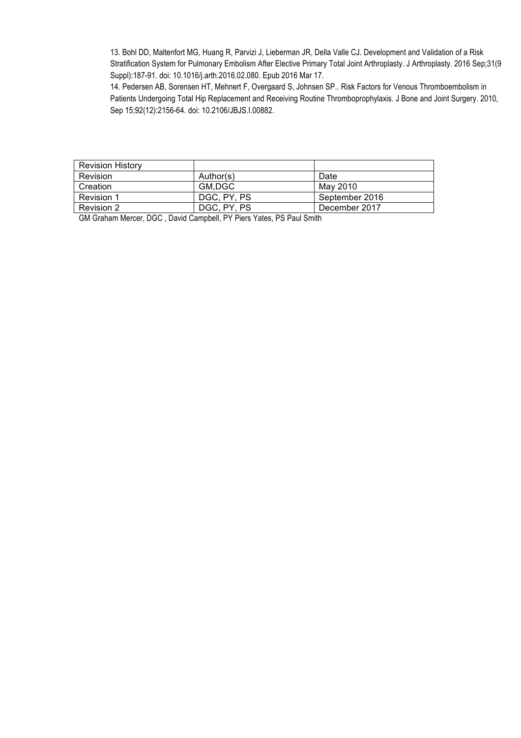13. Bohl DD, Maltenfort MG, Huang R, Parvizi J, Lieberman JR, Della Valle CJ. Development and Validation of a Risk Stratification System for Pulmonary Embolism After Elective Primary Total Joint Arthroplasty. J Arthroplasty. 2016 Sep;31(9 Suppl):187-91. doi: 10.1016/j.arth.2016.02.080. Epub 2016 Mar 17.

14. Pedersen AB, Sorensen HT, Mehnert F, Overgaard S, Johnsen SP.. Risk Factors for Venous Thromboembolism in Patients Undergoing Total Hip Replacement and Receiving Routine Thromboprophylaxis. J Bone and Joint Surgery. 2010, Sep 15;92(12):2156-64. doi: 10.2106/JBJS.I.00882.

| Revision History | | |
|---|---|---|
| Revision | Author(s) | Date |
| Creation | GM,DGC | May 2010 |
| Revision 1 | DGC, PY, PS | September 2016 |
| Revision 2 | DGC, PY, PS | December 2017 |

GM Graham Mercer, DGC , David Campbell, PY Piers Yates, PS Paul Smith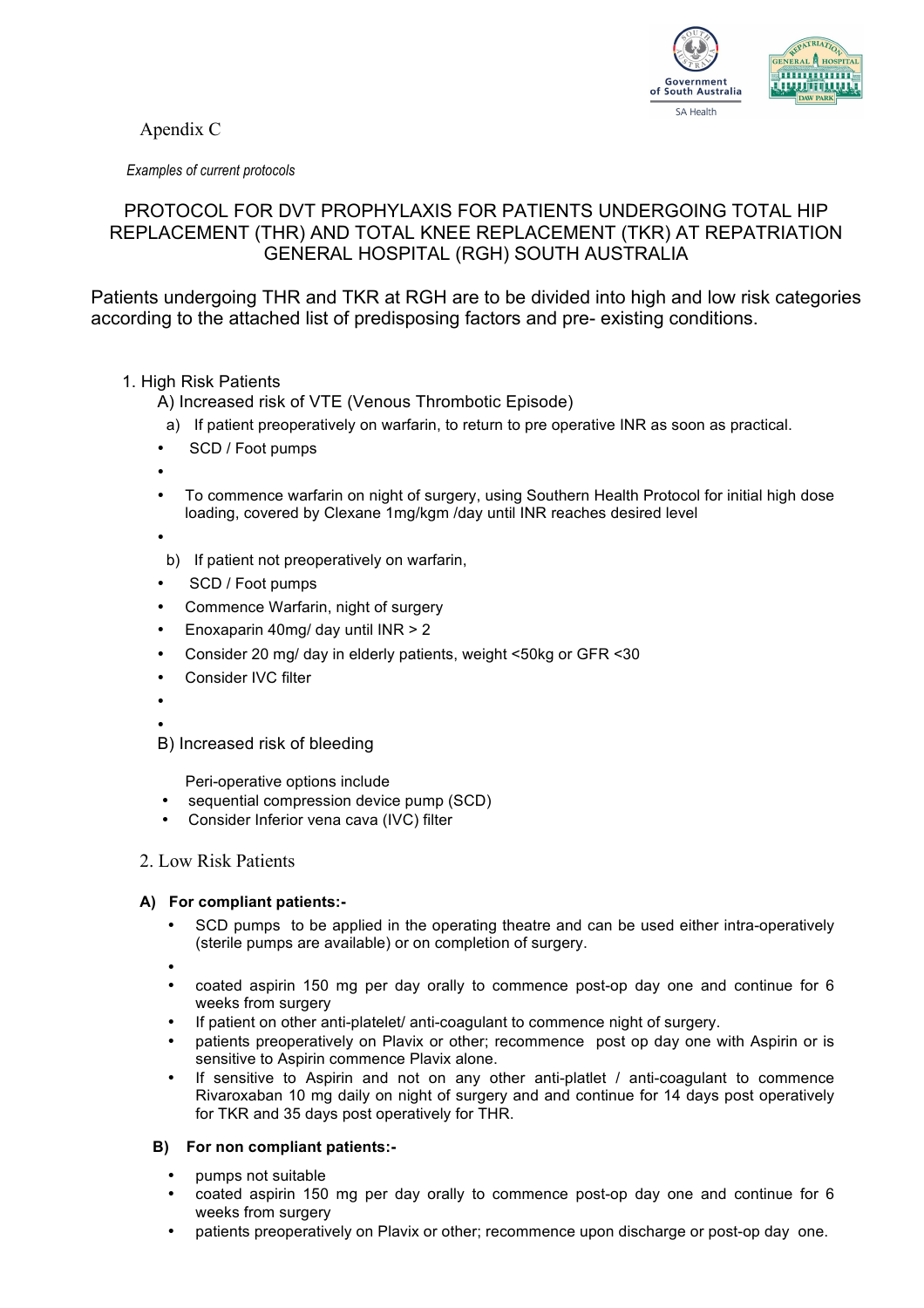Apendix C

*Examples of current protocols*

## PROTOCOL FOR DVT PROPHYLAXIS FOR PATIENTS UNDERGOING TOTAL HIP REPLACEMENT (THR) AND TOTAL KNEE REPLACEMENT (TKR) AT REPATRIATION GENERAL HOSPITAL (RGH) SOUTH AUSTRALIA

Patients undergoing THR and TKR at RGH are to be divided into high and low risk categories according to the attached list of predisposing factors and pre- existing conditions.

1. High Risk Patients

   A) Increased risk of VTE (Venous Thrombotic Episode)

   a) If patient preoperatively on warfarin, to return to pre operative INR as soon as practical.

   - SCD / Foot pumps
   - To commence warfarin on night of surgery, using Southern Health Protocol for initial high dose loading, covered by Clexane 1mg/kgm /day until INR reaches desired level

   b) If patient not preoperatively on warfarin,

   - SCD / Foot pumps
   - Commence Warfarin, night of surgery
   - Enoxaparin 40mg/ day until INR > 2
   - Consider 20 mg/ day in elderly patients, weight <50kg or GFR <30
   - Consider IVC filter

   B) Increased risk of bleeding

   Peri-operative options include

   - sequential compression device pump (SCD)
   - Consider Inferior vena cava (IVC) filter

2. Low Risk Patients

**A) For compliant patients:-**

- SCD pumps to be applied in the operating theatre and can be used either intra-operatively (sterile pumps are available) or on completion of surgery.
- coated aspirin 150 mg per day orally to commence post-op day one and continue for 6 weeks from surgery
- If patient on other anti-platelet/ anti-coagulant to commence night of surgery.
- patients preoperatively on Plavix or other; recommence post op day one with Aspirin or is sensitive to Aspirin commence Plavix alone.
- If sensitive to Aspirin and not on any other anti-platlet / anti-coagulant to commence Rivaroxaban 10 mg daily on night of surgery and and continue for 14 days post operatively for TKR and 35 days post operatively for THR.

**B) For non compliant patients:-**

- pumps not suitable
- coated aspirin 150 mg per day orally to commence post-op day one and continue for 6 weeks from surgery
- patients preoperatively on Plavix or other; recommence upon discharge or post-op day one.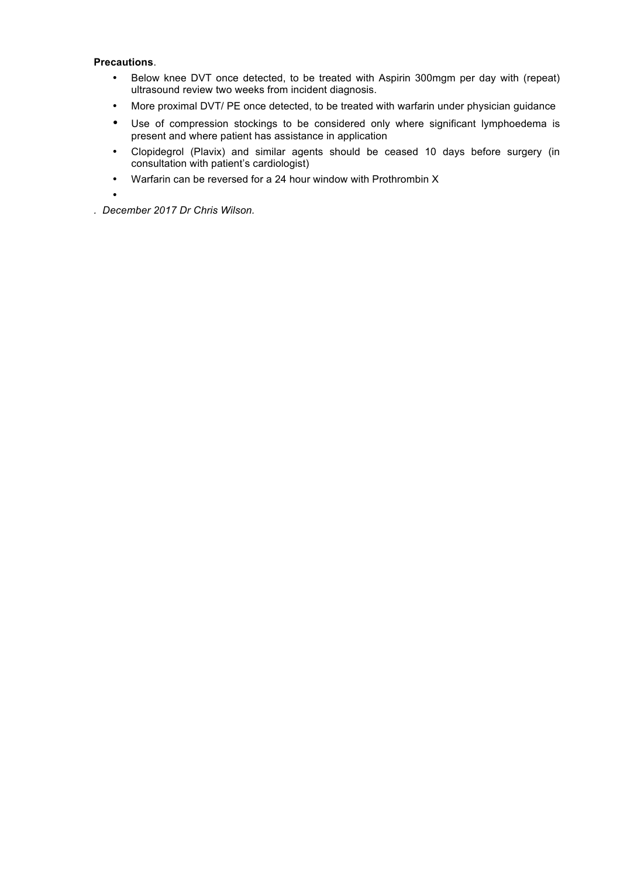**Precautions**.

- Below knee DVT once detected, to be treated with Aspirin 300mgm per day with (repeat) ultrasound review two weeks from incident diagnosis.
- More proximal DVT/ PE once detected, to be treated with warfarin under physician guidance
- Use of compression stockings to be considered only where significant lymphoedema is present and where patient has assistance in application
- Clopidegrol (Plavix) and similar agents should be ceased 10 days before surgery (in consultation with patient's cardiologist)
- Warfarin can be reversed for a 24 hour window with Prothrombin X
- 

. *December 2017 Dr Chris Wilson.*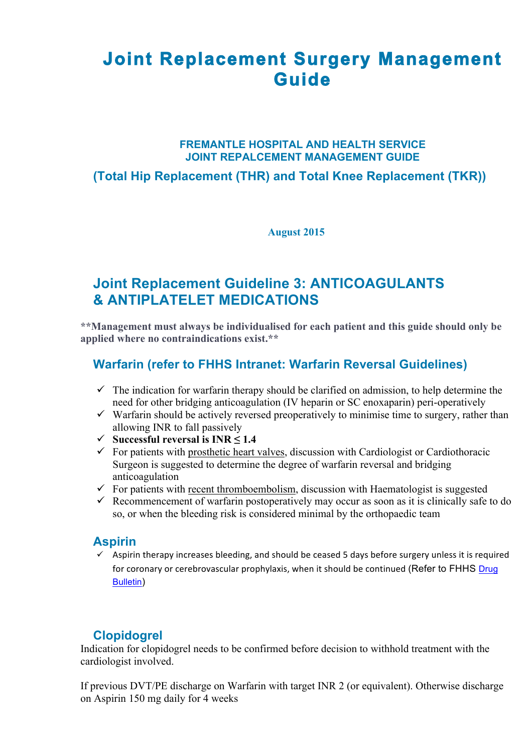# Joint Replacement Surgery Management Guide

### FREMANTLE HOSPITAL AND HEALTH SERVICE
### JOINT REPALCEMENT MANAGEMENT GUIDE

## (Total Hip Replacement (THR) and Total Knee Replacement (TKR))

**August 2015**

## Joint Replacement Guideline 3: ANTICOAGULANTS & ANTIPLATELET MEDICATIONS

****Management must always be individualised for each patient and this guide should only be applied where no contraindications exist.****

### Warfarin (refer to FHHS Intranet: Warfarin Reversal Guidelines)

- ✓ The indication for warfarin therapy should be clarified on admission, to help determine the need for other bridging anticoagulation (IV heparin or SC enoxaparin) peri-operatively
- ✓ Warfarin should be actively reversed preoperatively to minimise time to surgery, rather than allowing INR to fall passively
- ✓ **Successful reversal is INR ≤ 1.4**
- ✓ For patients with prosthetic heart valves, discussion with Cardiologist or Cardiothoracic Surgeon is suggested to determine the degree of warfarin reversal and bridging anticoagulation
- ✓ For patients with recent thromboembolism, discussion with Haematologist is suggested
- ✓ Recommencement of warfarin postoperatively may occur as soon as it is clinically safe to do so, or when the bleeding risk is considered minimal by the orthopaedic team

### Aspirin

- ✓ Aspirin therapy increases bleeding, and should be ceased 5 days before surgery unless it is required for coronary or cerebrovascular prophylaxis, when it should be continued (Refer to FHHS Drug Bulletin)

### Clopidogrel

Indication for clopidogrel needs to be confirmed before decision to withhold treatment with the cardiologist involved.

If previous DVT/PE discharge on Warfarin with target INR 2 (or equivalent). Otherwise discharge on Aspirin 150 mg daily for 4 weeks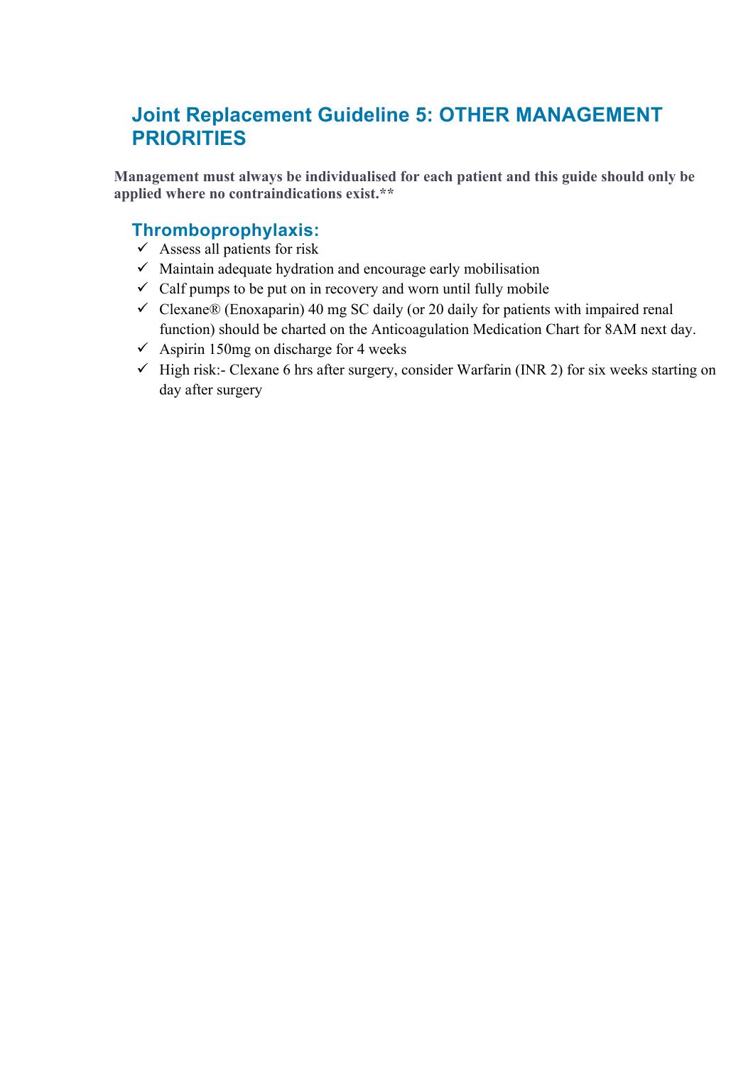## Joint Replacement Guideline 5: OTHER MANAGEMENT PRIORITIES

**Management must always be individualised for each patient and this guide should only be applied where no contraindications exist.****

### Thromboprophylaxis:

- ✓ Assess all patients for risk
- ✓ Maintain adequate hydration and encourage early mobilisation
- ✓ Calf pumps to be put on in recovery and worn until fully mobile
- ✓ Clexane® (Enoxaparin) 40 mg SC daily (or 20 daily for patients with impaired renal function) should be charted on the Anticoagulation Medication Chart for 8AM next day.
- ✓ Aspirin 150mg on discharge for 4 weeks
- ✓ High risk:- Clexane 6 hrs after surgery, consider Warfarin (INR 2) for six weeks starting on day after surgery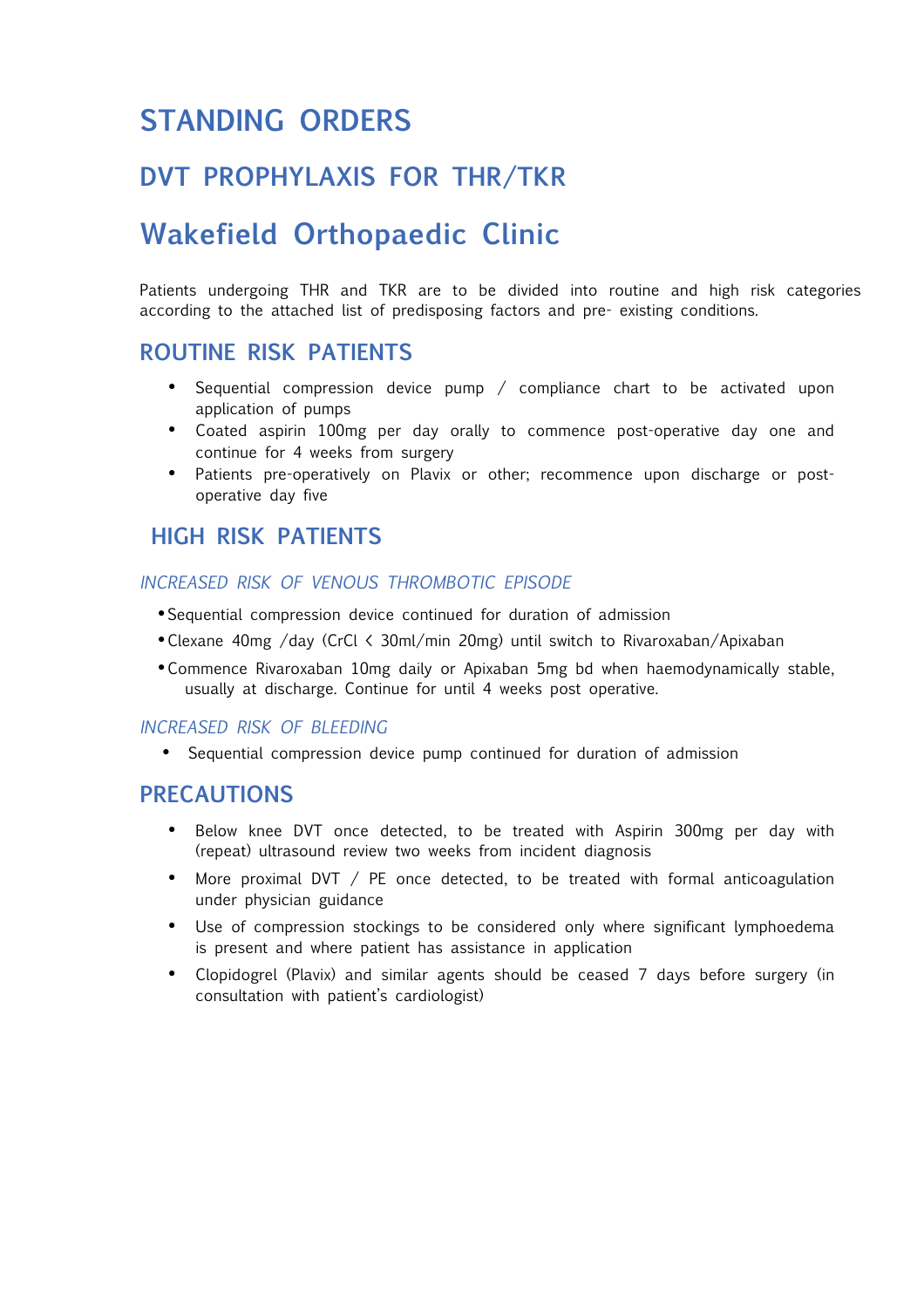# STANDING ORDERS

## DVT PROPHYLAXIS FOR THR/TKR

# Wakefield Orthopaedic Clinic

Patients undergoing THR and TKR are to be divided into routine and high risk categories according to the attached list of predisposing factors and pre- existing conditions.

## ROUTINE RISK PATIENTS

- Sequential compression device pump / compliance chart to be activated upon application of pumps
- Coated aspirin 100mg per day orally to commence post-operative day one and continue for 4 weeks from surgery
- Patients pre-operatively on Plavix or other; recommence upon discharge or post-operative day five

## HIGH RISK PATIENTS

### *INCREASED RISK OF VENOUS THROMBOTIC EPISODE*

- Sequential compression device continued for duration of admission
- Clexane 40mg /day (CrCl < 30ml/min 20mg) until switch to Rivaroxaban/Apixaban
- Commence Rivaroxaban 10mg daily or Apixaban 5mg bd when haemodynamically stable, usually at discharge. Continue for until 4 weeks post operative.

### *INCREASED RISK OF BLEEDING*

- Sequential compression device pump continued for duration of admission

## PRECAUTIONS

- Below knee DVT once detected, to be treated with Aspirin 300mg per day with (repeat) ultrasound review two weeks from incident diagnosis
- More proximal DVT / PE once detected, to be treated with formal anticoagulation under physician guidance
- Use of compression stockings to be considered only where significant lymphoedema is present and where patient has assistance in application
- Clopidogrel (Plavix) and similar agents should be ceased 7 days before surgery (in consultation with patient's cardiologist)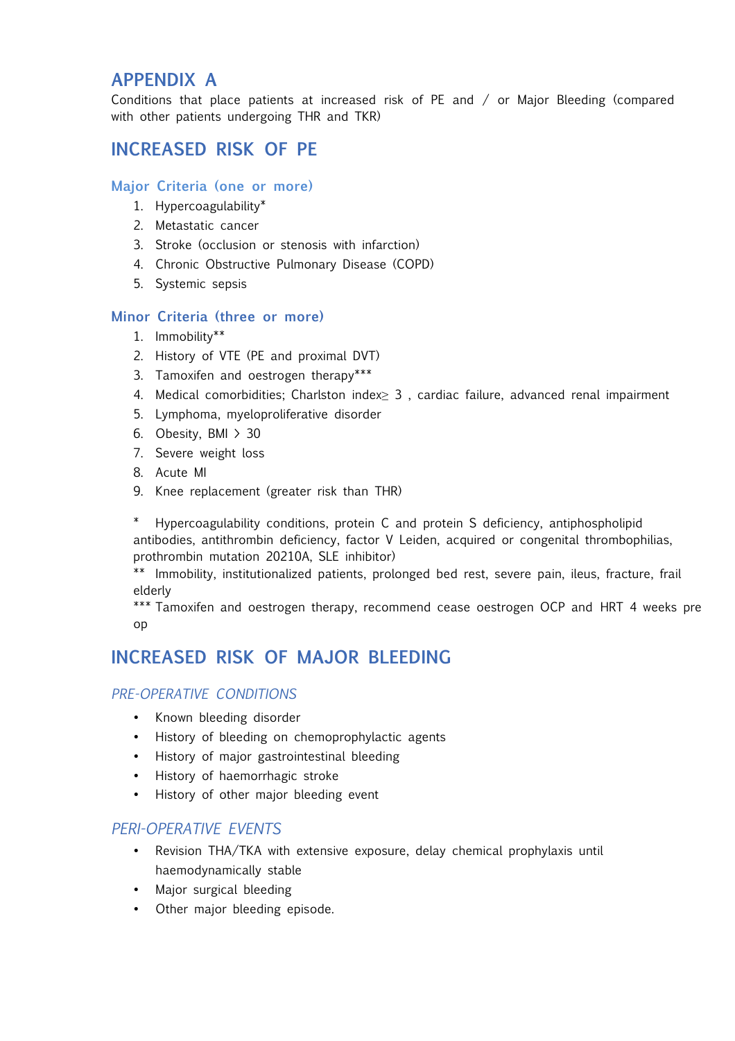# APPENDIX A

Conditions that place patients at increased risk of PE and / or Major Bleeding (compared with other patients undergoing THR and TKR)

# INCREASED RISK OF PE

### Major Criteria (one or more)

1. Hypercoagulability*
2. Metastatic cancer
3. Stroke (occlusion or stenosis with infarction)
4. Chronic Obstructive Pulmonary Disease (COPD)
5. Systemic sepsis

### Minor Criteria (three or more)

1. Immobility**
2. History of VTE (PE and proximal DVT)
3. Tamoxifen and oestrogen therapy***
4. Medical comorbidities; Charlston index≥ 3 , cardiac failure, advanced renal impairment
5. Lymphoma, myeloproliferative disorder
6. Obesity, BMI > 30
7. Severe weight loss
8. Acute MI
9. Knee replacement (greater risk than THR)

\* Hypercoagulability conditions, protein C and protein S deficiency, antiphospholipid antibodies, antithrombin deficiency, factor V Leiden, acquired or congenital thrombophilias, prothrombin mutation 20210A, SLE inhibitor)

\** Immobility, institutionalized patients, prolonged bed rest, severe pain, ileus, fracture, frail elderly

\*** Tamoxifen and oestrogen therapy, recommend cease oestrogen OCP and HRT 4 weeks pre op

# INCREASED RISK OF MAJOR BLEEDING

### *PRE-OPERATIVE CONDITIONS*

- Known bleeding disorder
- History of bleeding on chemoprophylactic agents
- History of major gastrointestinal bleeding
- History of haemorrhagic stroke
- History of other major bleeding event

### *PERI-OPERATIVE EVENTS*

- Revision THA/TKA with extensive exposure, delay chemical prophylaxis until haemodynamically stable
- Major surgical bleeding
- Other major bleeding episode.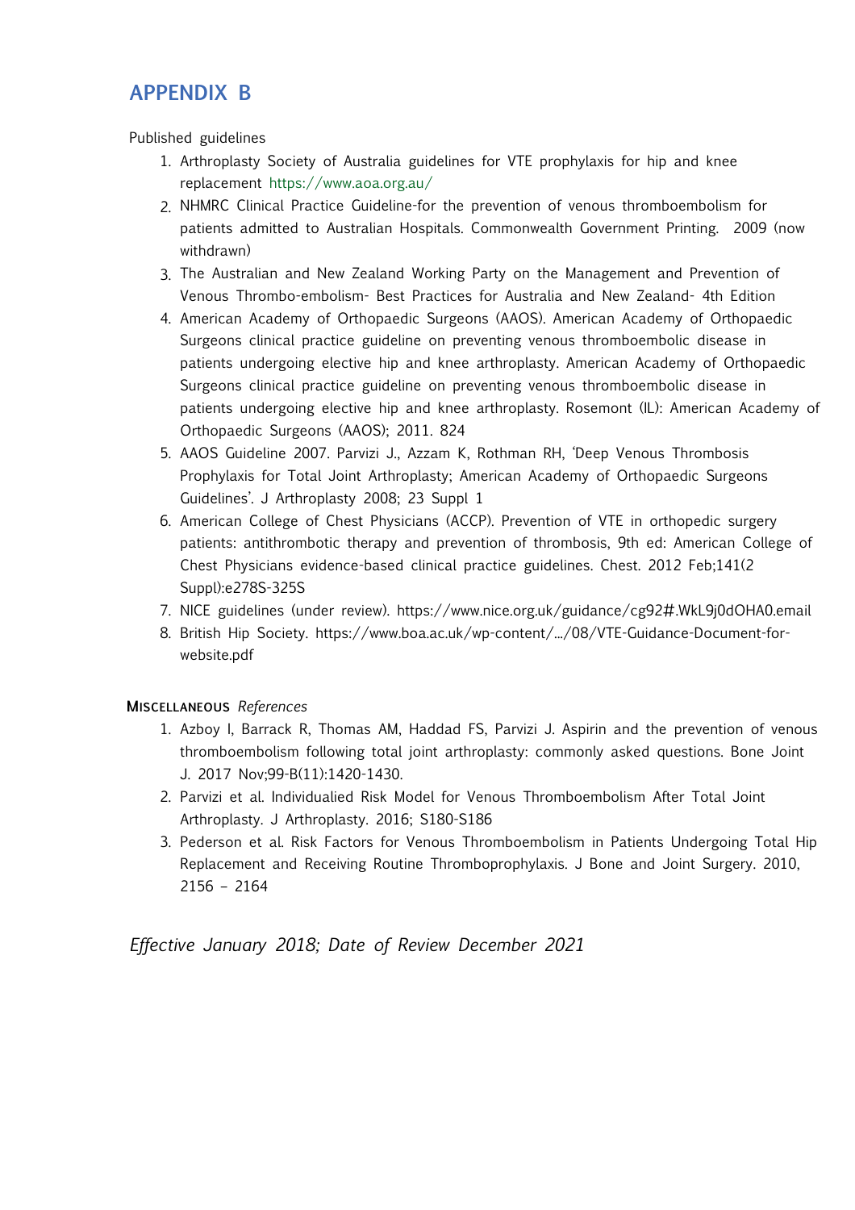## APPENDIX B

Published guidelines

1. Arthroplasty Society of Australia guidelines for VTE prophylaxis for hip and knee replacement https://www.aoa.org.au/
2. NHMRC Clinical Practice Guideline-for the prevention of venous thromboembolism for patients admitted to Australian Hospitals. Commonwealth Government Printing. 2009 (now withdrawn)
3. The Australian and New Zealand Working Party on the Management and Prevention of Venous Thrombo-embolism- Best Practices for Australia and New Zealand- 4th Edition
4. American Academy of Orthopaedic Surgeons (AAOS). American Academy of Orthopaedic Surgeons clinical practice guideline on preventing venous thromboembolic disease in patients undergoing elective hip and knee arthroplasty. American Academy of Orthopaedic Surgeons clinical practice guideline on preventing venous thromboembolic disease in patients undergoing elective hip and knee arthroplasty. Rosemont (IL): American Academy of Orthopaedic Surgeons (AAOS); 2011. 824
5. AAOS Guideline 2007. Parvizi J., Azzam K, Rothman RH, 'Deep Venous Thrombosis Prophylaxis for Total Joint Arthroplasty; American Academy of Orthopaedic Surgeons Guidelines'. J Arthroplasty 2008; 23 Suppl 1
6. American College of Chest Physicians (ACCP). Prevention of VTE in orthopedic surgery patients: antithrombotic therapy and prevention of thrombosis, 9th ed: American College of Chest Physicians evidence-based clinical practice guidelines. Chest. 2012 Feb;141(2 Suppl):e278S-325S
7. NICE guidelines (under review). https://www.nice.org.uk/guidance/cg92#.WkL9j0dOHA0.email
8. British Hip Society. https://www.boa.ac.uk/wp-content/.../08/VTE-Guidance-Document-for-website.pdf

**MISCELLANEOUS** *References*

1. Azboy I, Barrack R, Thomas AM, Haddad FS, Parvizi J. Aspirin and the prevention of venous thromboembolism following total joint arthroplasty: commonly asked questions. Bone Joint J. 2017 Nov;99-B(11):1420-1430.
2. Parvizi et al. Individualied Risk Model for Venous Thromboembolism After Total Joint Arthroplasty. J Arthroplasty. 2016; S180-S186
3. Pederson et al. Risk Factors for Venous Thromboembolism in Patients Undergoing Total Hip Replacement and Receiving Routine Thromboprophylaxis. J Bone and Joint Surgery. 2010, 2156 – 2164

*Effective January 2018; Date of Review December 2021*